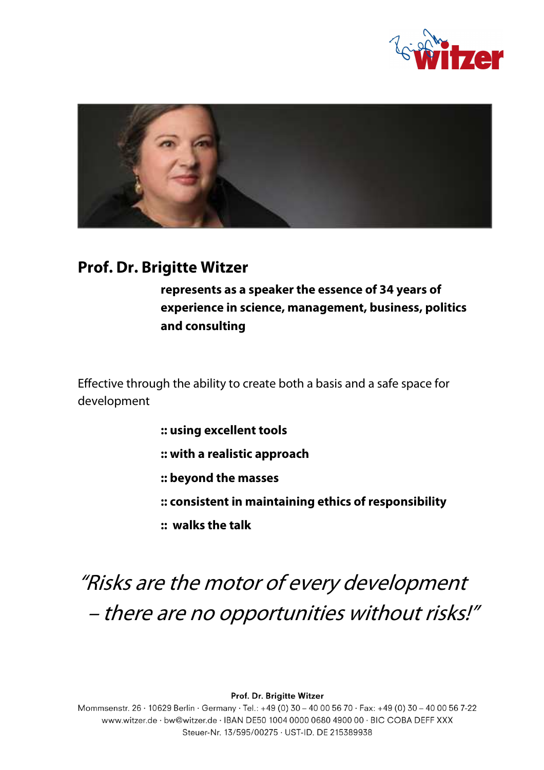# Prof. Dr. Brigitte Witzer

**represents as a speaker the essence of 34 years of experience in science, management, business, politics and consulting**

Effective through the ability to create both a basis and a safe space for development

**:: using excellent tools**

**:: with a realistic approach**

**:: beyond the masses**

**:: consistent in maintaining ethics of responsibility**

**:: walks the talk**

*"Risks are the motor of every development – there are no opportunities without risks!"*

**Prof. Dr. Brigitte Witzer**
Mommsenstr. 26 · 10629 Berlin · Germany · Tel.: +49 (0) 30 – 40 00 56 70 · Fax: +49 (0) 30 – 40 00 56 7-22
www.witzer.de · bw@witzer.de · IBAN DE50 1004 0000 0680 4900 00 · BIC COBA DEFF XXX
Steuer-Nr. 13/595/00275 · UST-ID. DE 215389938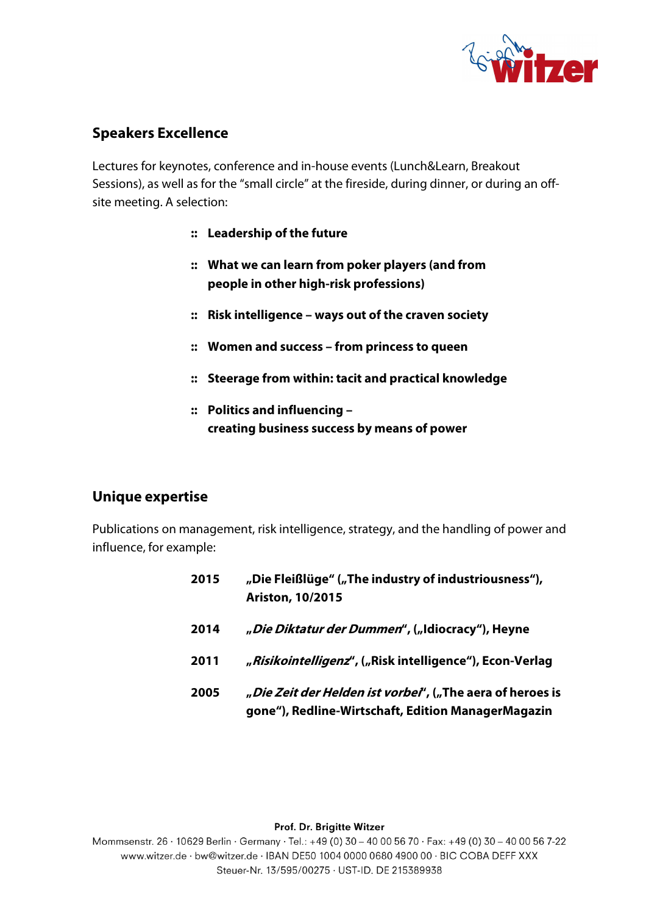## Speakers Excellence

Lectures for keynotes, conference and in-house events (Lunch&Learn, Breakout Sessions), as well as for the "small circle" at the fireside, during dinner, or during an off-site meeting. A selection:

- **Leadership of the future**
- **What we can learn from poker players (and from people in other high-risk professions)**
- **Risk intelligence – ways out of the craven society**
- **Women and success – from princess to queen**
- **Steerage from within: tacit and practical knowledge**
- **Politics and influencing – creating business success by means of power**

## Unique expertise

Publications on management, risk intelligence, strategy, and the handling of power and influence, for example:

| | |
|---|---|
| **2015** | **„Die Fleißlüge" („The industry of industriousness"), Ariston, 10/2015** |
| **2014** | **„*Die Diktatur der Dummen*", („Idiocracy"), Heyne** |
| **2011** | **„*Risikointelligenz*", („Risk intelligence"), Econ-Verlag** |
| **2005** | **„*Die Zeit der Helden ist vorbei*", („The aera of heroes is gone"), Redline-Wirtschaft, Edition ManagerMagazin** |

**Prof. Dr. Brigitte Witzer**
Mommsenstr. 26 · 10629 Berlin · Germany · Tel.: +49 (0) 30 – 40 00 56 70 · Fax: +49 (0) 30 – 40 00 56 7-22
www.witzer.de · bw@witzer.de · IBAN DE50 1004 0000 0680 4900 00 · BIC COBA DEFF XXX
Steuer-Nr. 13/595/00275 · UST-ID. DE 215389938